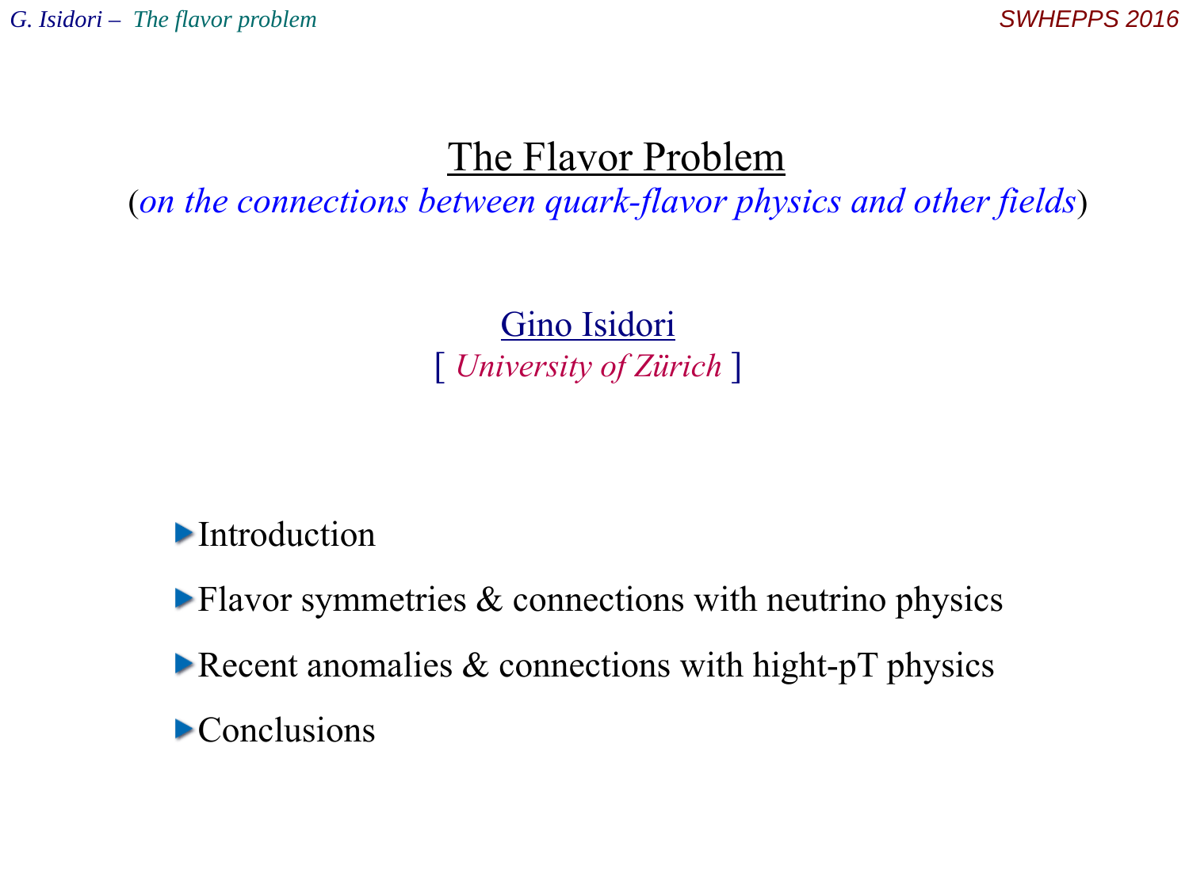# The Flavor Problem

(*on the connections between quark-flavor physics and other fields*)

Gino Isidori

[ *University of Zürich* ]

- Introduction
- Flavor symmetries & connections with neutrino physics
- Recent anomalies & connections with hight-pT physics
- Conclusions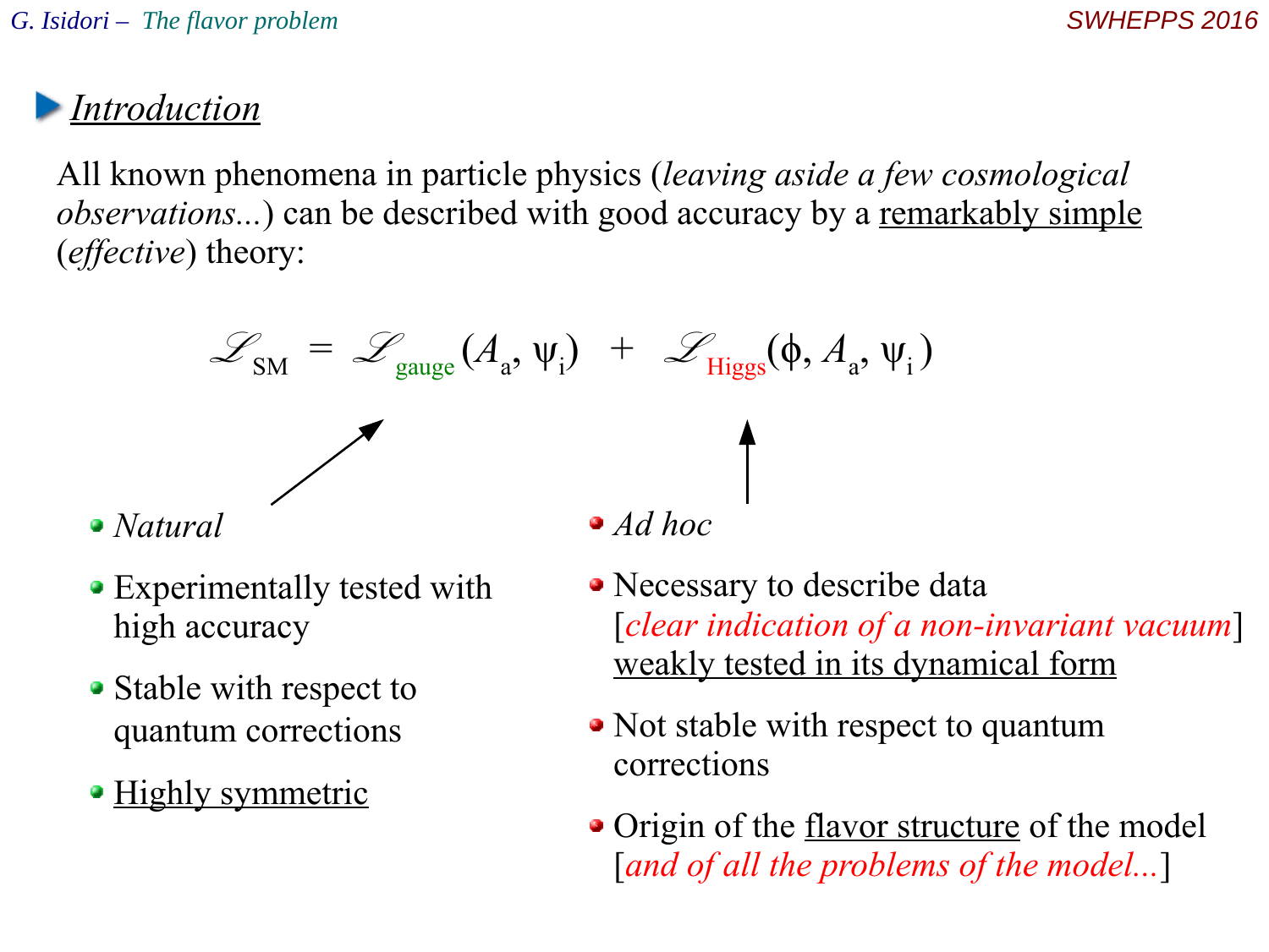## Introduction

All known phenomena in particle physics (*leaving aside a few cosmological observations...*) can be described with good accuracy by a remarkably simple (*effective*) theory:

$$\mathscr{L}_{\rm SM} = \mathscr{L}_{\rm gauge}(A_a, \psi_i) + \mathscr{L}_{\rm Higgs}(\phi, A_a, \psi_i)$$

$\mathscr{L}_{\rm gauge}$:

- *Natural*
- Experimentally tested with high accuracy
- Stable with respect to quantum corrections
- Highly symmetric

$\mathscr{L}_{\rm Higgs}$:

- *Ad hoc*
- Necessary to describe data [*clear indication of a non-invariant vacuum*] weakly tested in its dynamical form
- Not stable with respect to quantum corrections
- Origin of the flavor structure of the model [*and of all the problems of the model...*]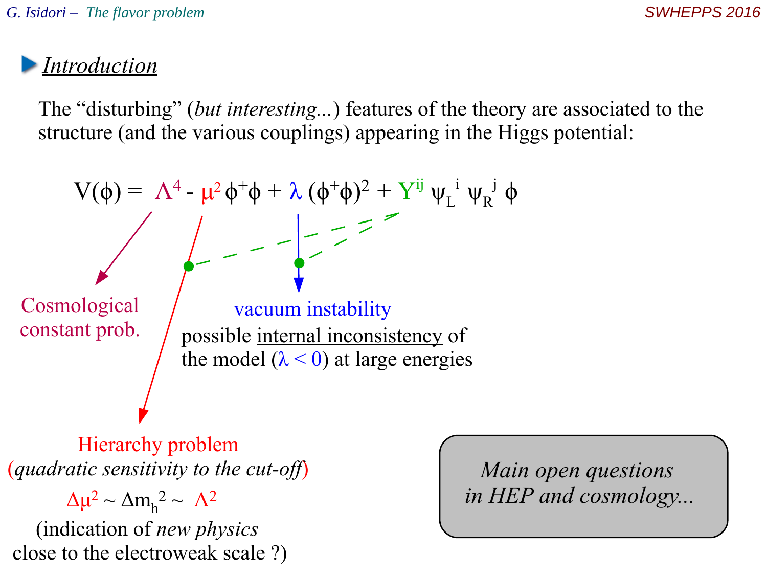## *Introduction*

The "disturbing" (*but interesting...*) features of the theory are associated to the structure (and the various couplings) appearing in the Higgs potential:

$$V(\phi) = \Lambda^4 - \mu^2 \phi^+\phi + \lambda (\phi^+\phi)^2 + Y^{ij} \psi_L^{\,i} \psi_R^{\,j} \phi$$

Cosmological constant prob.

vacuum instability

possible internal inconsistency of the model ($\lambda < 0$) at large energies

Hierarchy problem (*quadratic sensitivity to the cut-off*)

$\Delta\mu^2 \sim \Delta m_h^2 \sim \Lambda^2$

(indication of *new physics* close to the electroweak scale ?)

*Main open questions in HEP and cosmology...*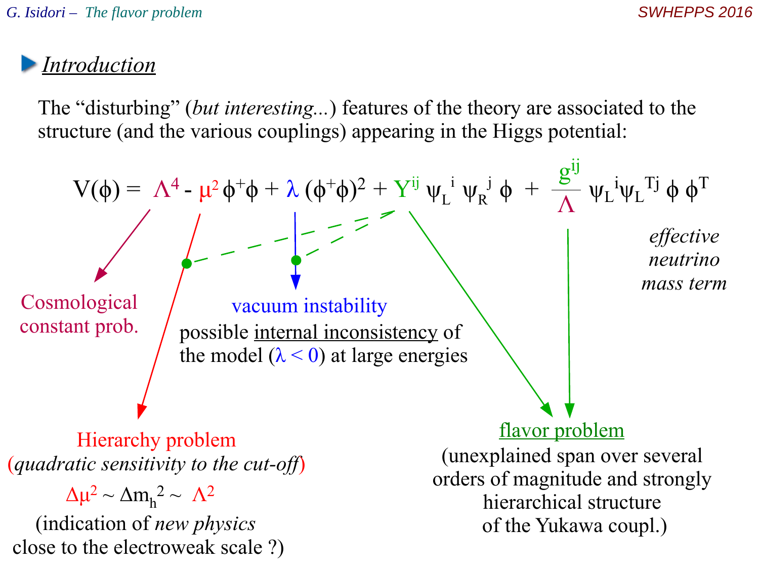## Introduction

The "disturbing" (*but interesting...*) features of the theory are associated to the structure (and the various couplings) appearing in the Higgs potential:

$$V(\phi) = \Lambda^4 - \mu^2 \phi^+\phi + \lambda (\phi^+\phi)^2 + Y^{ij} \psi_L^{\ i} \psi_R^{\ j} \phi + \frac{g^{ij}}{\Lambda} \psi_L^{\ i} \psi_L^{\ Tj} \phi \, \phi^T$$

*effective neutrino mass term*

Cosmological constant prob.

vacuum instability
possible internal inconsistency of the model ($\lambda < 0$) at large energies

Hierarchy problem (*quadratic sensitivity to the cut-off*)

$\Delta\mu^2 \sim \Delta m_h^2 \sim \Lambda^2$

(indication of *new physics* close to the electroweak scale ?)

flavor problem
(unexplained span over several orders of magnitude and strongly hierarchical structure of the Yukawa coupl.)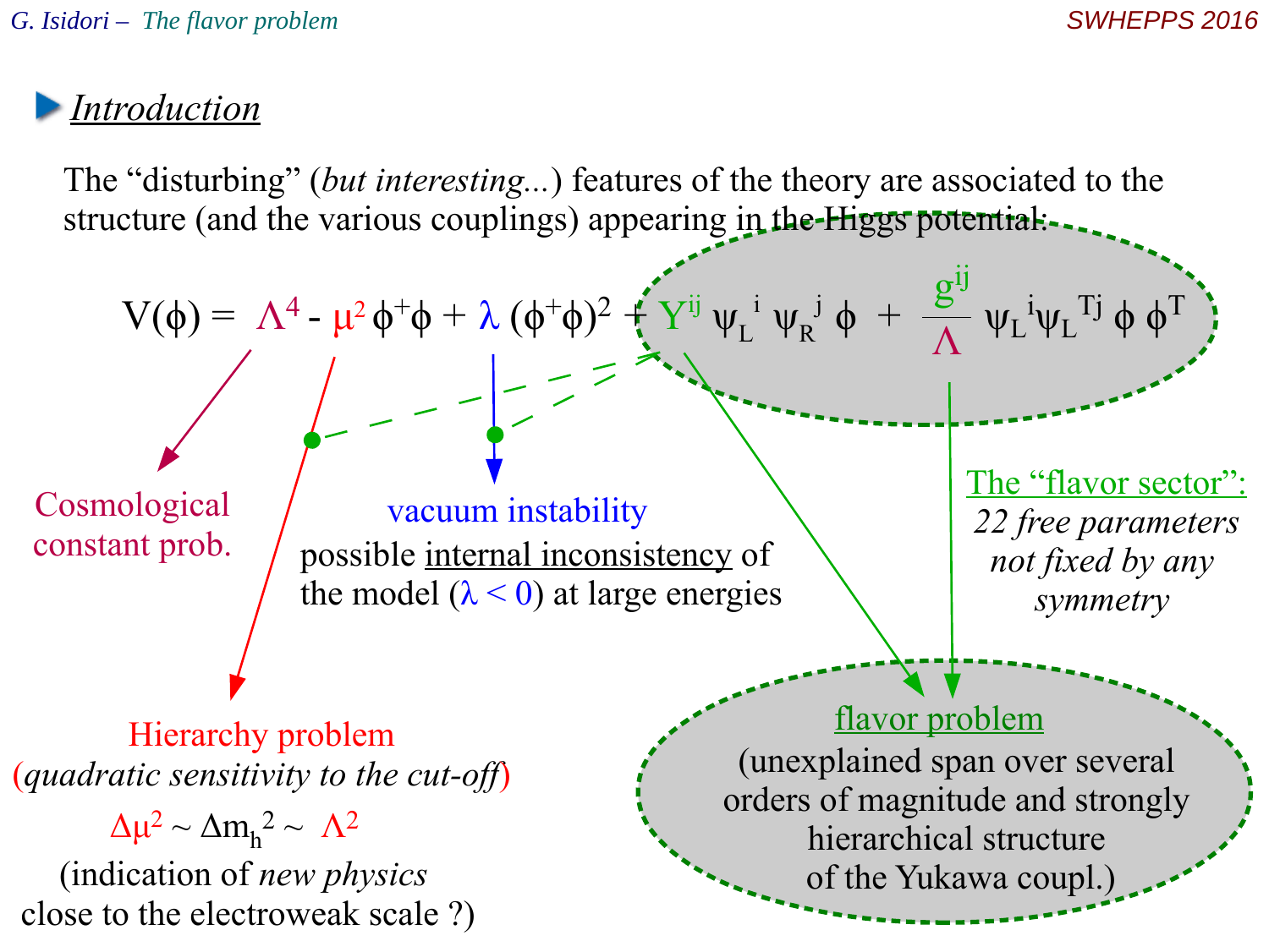## Introduction

The “disturbing” (*but interesting...*) features of the theory are associated to the structure (and the various couplings) appearing in the Higgs potential:

$$V(\phi) = \Lambda^4 - \mu^2 \phi^+\phi + \lambda (\phi^+\phi)^2 + Y^{ij} \psi_L^{\ i} \psi_R^{\ j} \phi + \frac{g^{ij}}{\Lambda} \psi_L^{\ i}\psi_L^{\ Tj} \phi \phi^T$$

Cosmological constant prob.

**Hierarchy problem** (*quadratic sensitivity to the cut-off*)

$\Delta\mu^2 \sim \Delta m_h^2 \sim \Lambda^2$

(indication of *new physics* close to the electroweak scale ?)

vacuum instability

possible internal inconsistency of the model ($\lambda < 0$) at large energies

The “flavor sector”: *22 free parameters not fixed by any symmetry*

flavor problem

(unexplained span over several orders of magnitude and strongly hierarchical structure of the Yukawa coupl.)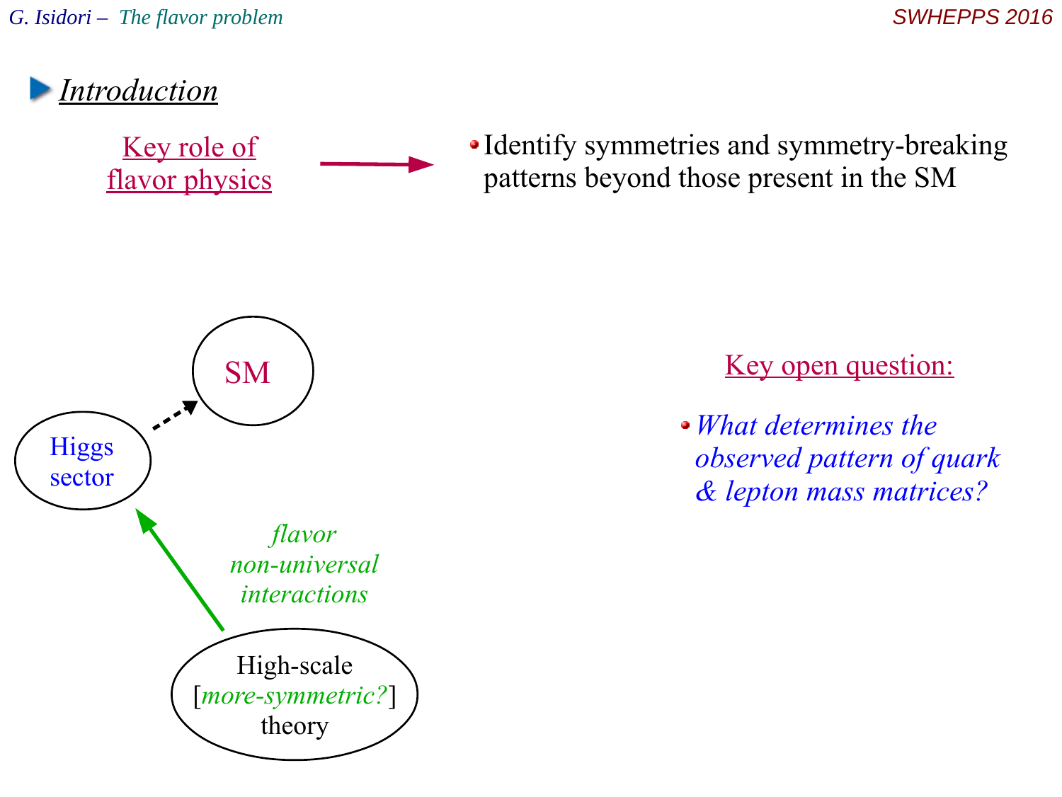## Introduction

Key role of flavor physics → Identify symmetries and symmetry-breaking patterns beyond those present in the SM

SM

Higgs sector

*flavor non-universal interactions*

High-scale [*more-symmetric?*] theory

Key open question:

- *What determines the observed pattern of quark & lepton mass matrices?*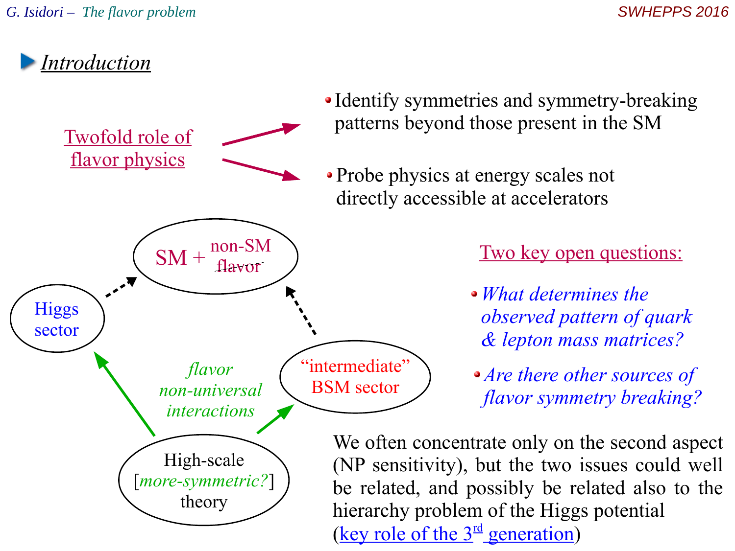## Introduction

**Twofold role of flavor physics**

- Identify symmetries and symmetry-breaking patterns beyond those present in the SM
- Probe physics at energy scales not directly accessible at accelerators

SM + non-SM ~~flavor~~

Higgs sector

"intermediate" BSM sector

*flavor non-universal interactions*

High-scale [*more-symmetric?*] theory

**Two key open questions:**

- *What determines the observed pattern of quark & lepton mass matrices?*
- *Are there other sources of flavor symmetry breaking?*

We often concentrate only on the second aspect (NP sensitivity), but the two issues could well be related, and possibly be related also to the hierarchy problem of the Higgs potential (key role of the 3rd generation)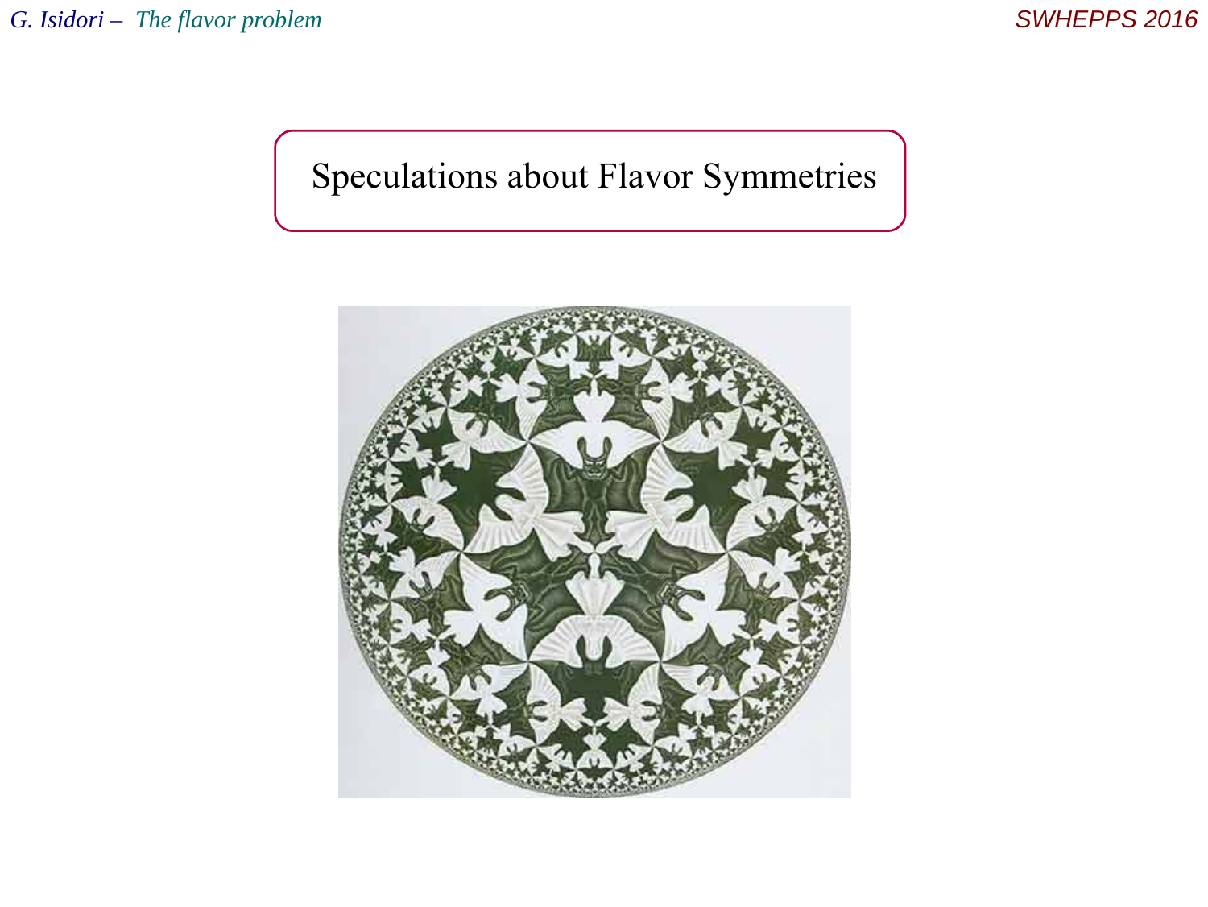# Speculations about Flavor Symmetries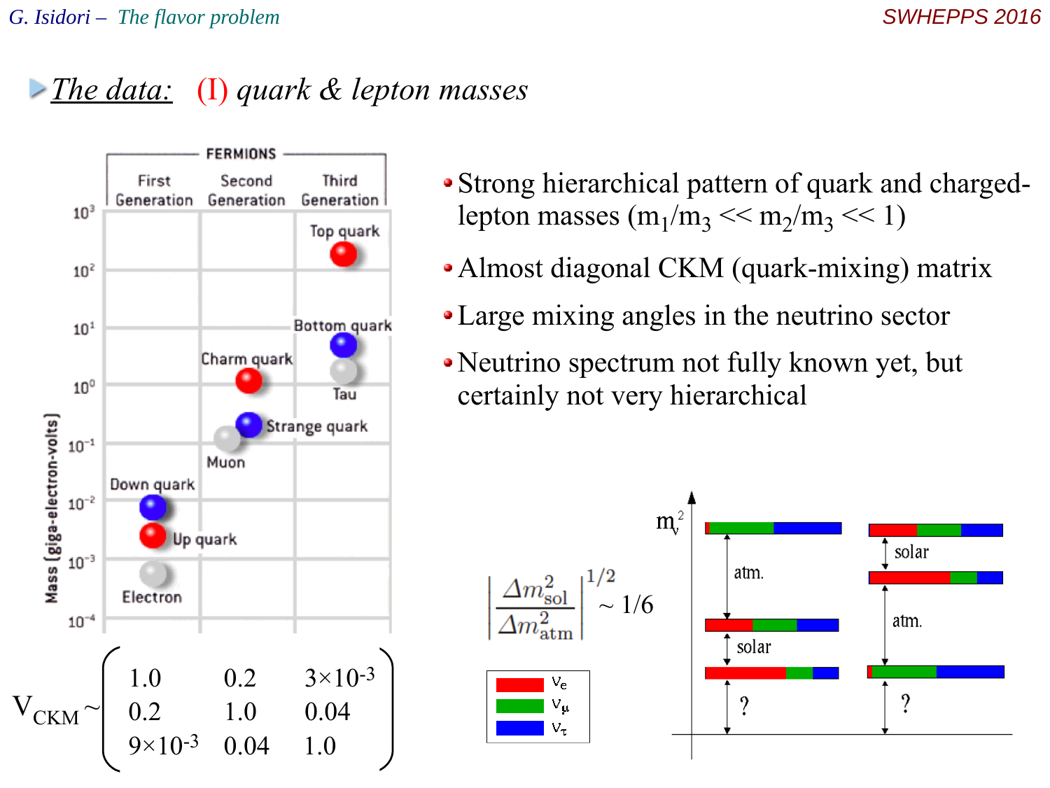## The data: (I) quark & lepton masses

- Strong hierarchical pattern of quark and charged-lepton masses ($m_1/m_3 << m_2/m_3 << 1$)
- Almost diagonal CKM (quark-mixing) matrix
- Large mixing angles in the neutrino sector
- Neutrino spectrum not fully known yet, but certainly not very hierarchical

FERMIONS

| Mass (giga-electron-volts) | First Generation | Second Generation | Third Generation |
|---|---|---|---|
| Quarks | Up quark, Down quark | Charm quark, Strange quark | Top quark, Bottom quark |
| Leptons | Electron | Muon | Tau |

$$V_{CKM} \sim \begin{pmatrix} 1.0 & 0.2 & 3\times10^{-3} \\ 0.2 & 1.0 & 0.04 \\ 9\times10^{-3} & 0.04 & 1.0 \end{pmatrix}$$

$$\left| \frac{\Delta m^2_{\rm sol}}{\Delta m^2_{\rm atm}} \right|^{1/2} \sim 1/6$$

$m_\nu^2$: atm., solar, ?

Legend: $\nu_e$, $\nu_\mu$, $\nu_\tau$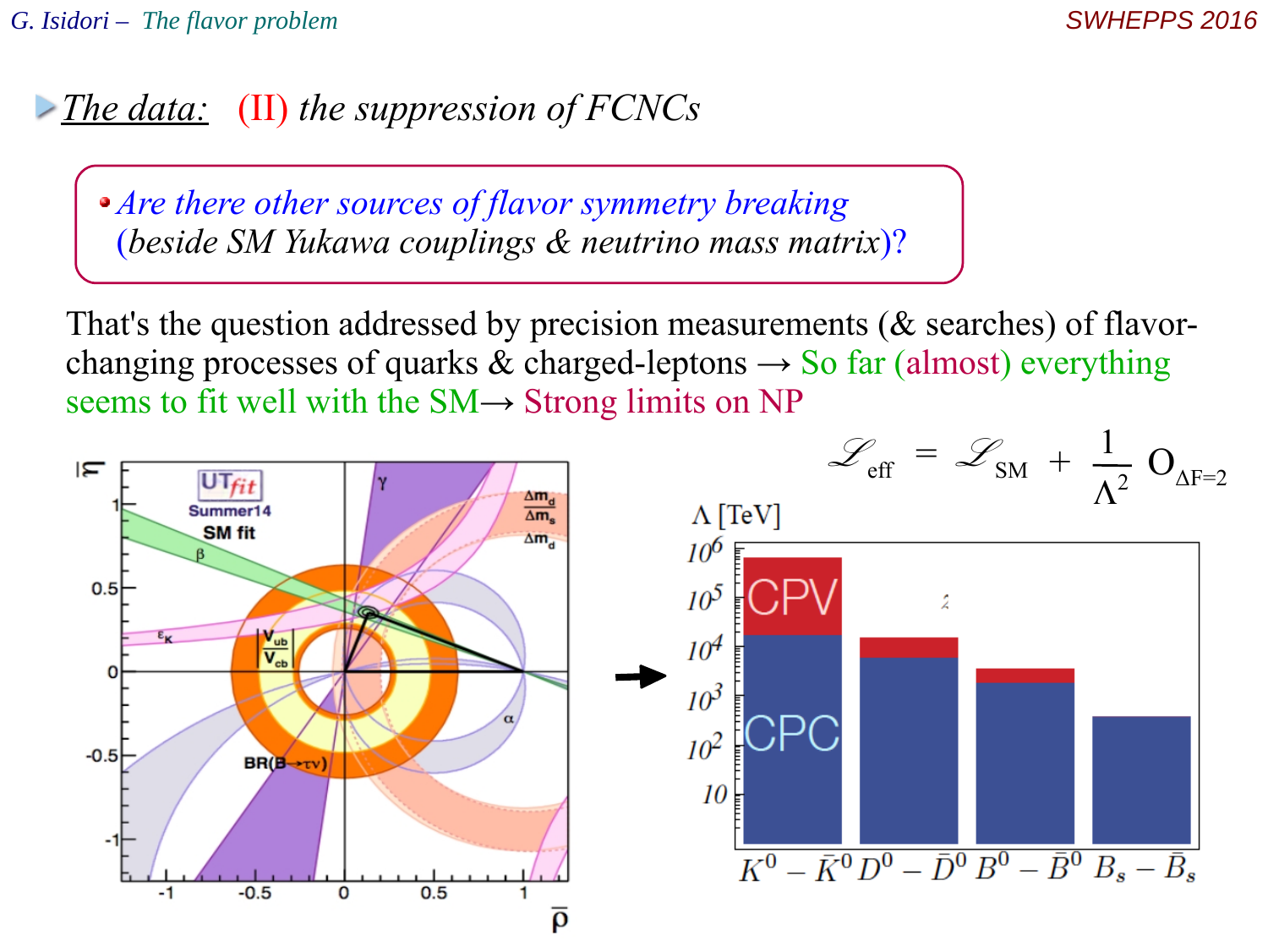## ▸ *The data:* (II) *the suppression of FCNCs*

- *Are there other sources of flavor symmetry breaking (beside SM Yukawa couplings & neutrino mass matrix)?*

That's the question addressed by precision measurements (& searches) of flavor-changing processes of quarks & charged-leptons → So far (almost) everything seems to fit well with the SM→ Strong limits on NP

$$\mathscr{L}_{\rm eff} = \mathscr{L}_{\rm SM} + \frac{1}{\Lambda^2}\, O_{\Delta F=2}$$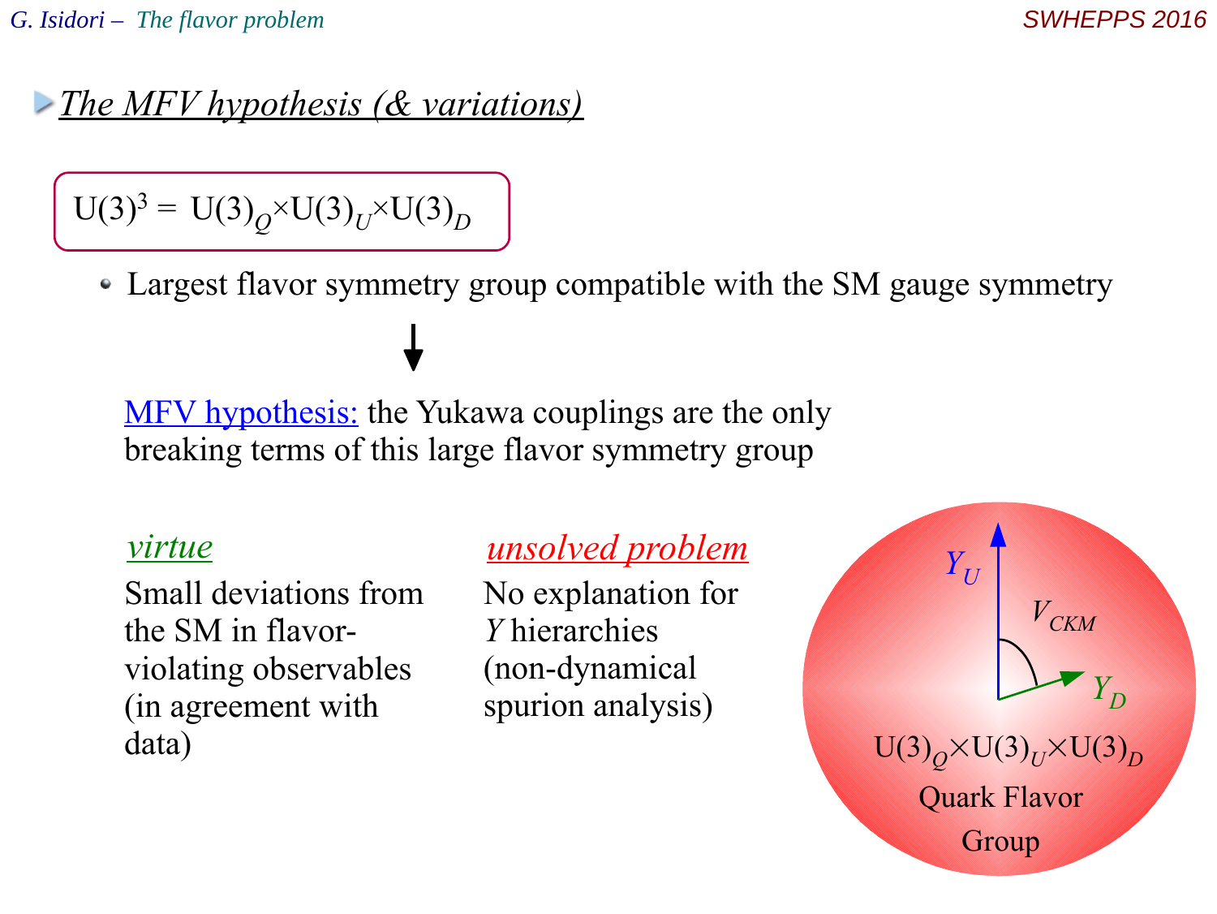## The MFV hypothesis (& variations)

$$U(3)^3 = U(3)_Q \times U(3)_U \times U(3)_D$$

- Largest flavor symmetry group compatible with the SM gauge symmetry

↓

MFV hypothesis: the Yukawa couplings are the only breaking terms of this large flavor symmetry group

*virtue*

Small deviations from the SM in flavor-violating observables (in agreement with data)

*unsolved problem*

No explanation for $Y$ hierarchies (non-dynamical spurion analysis)

$Y_U$

$V_{CKM}$

$Y_D$

$U(3)_Q \times U(3)_U \times U(3)_D$

Quark Flavor Group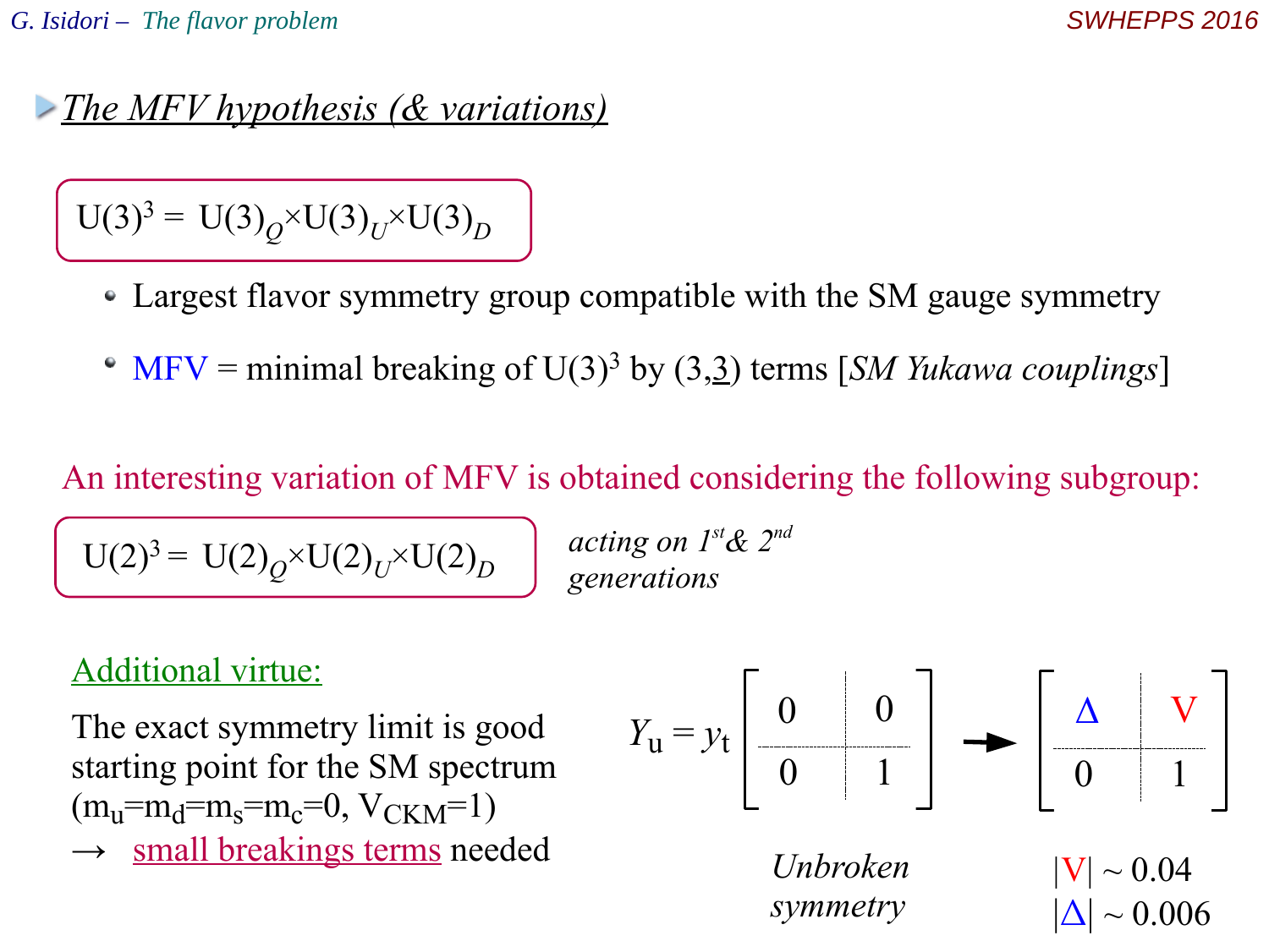## The MFV hypothesis (& variations)

$$\mathrm{U(3)}^3 = \mathrm{U(3)}_Q \times \mathrm{U(3)}_U \times \mathrm{U(3)}_D$$

- Largest flavor symmetry group compatible with the SM gauge symmetry
- MFV = minimal breaking of $\mathrm{U(3)}^3$ by $(3,\bar{3})$ terms [*SM Yukawa couplings*]

An interesting variation of MFV is obtained considering the following subgroup:

$$\mathrm{U(2)}^3 = \mathrm{U(2)}_Q \times \mathrm{U(2)}_U \times \mathrm{U(2)}_D$$

*acting on 1st & 2nd generations*

Additional virtue:

The exact symmetry limit is good starting point for the SM spectrum ($m_u = m_d = m_s = m_c = 0$, $V_{CKM} = 1$)
→ small breakings terms needed

$$Y_u = y_t \begin{bmatrix} 0 & 0 \\ 0 & 1 \end{bmatrix} \rightarrow \begin{bmatrix} \Delta & V \\ 0 & 1 \end{bmatrix}$$

*Unbroken symmetry*

$|V| \sim 0.04$

$|\Delta| \sim 0.006$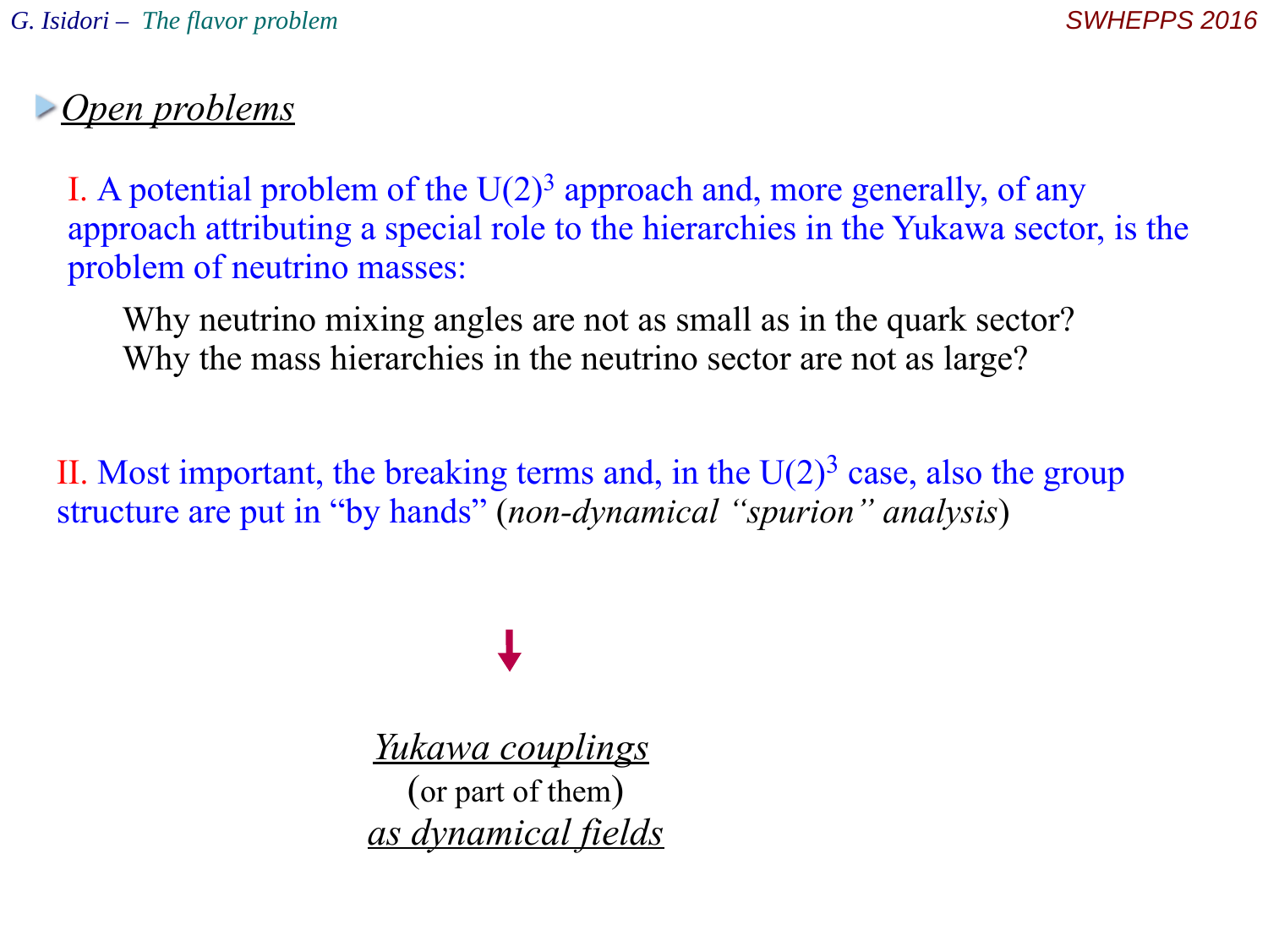## *Open problems*

I. A potential problem of the $U(2)^3$ approach and, more generally, of any approach attributing a special role to the hierarchies in the Yukawa sector, is the problem of neutrino masses:

> Why neutrino mixing angles are not as small as in the quark sector?
> Why the mass hierarchies in the neutrino sector are not as large?

II. Most important, the breaking terms and, in the $U(2)^3$ case, also the group structure are put in "by hands" (*non-dynamical "spurion" analysis*)

↓

*Yukawa couplings*
(or part of them)
*as dynamical fields*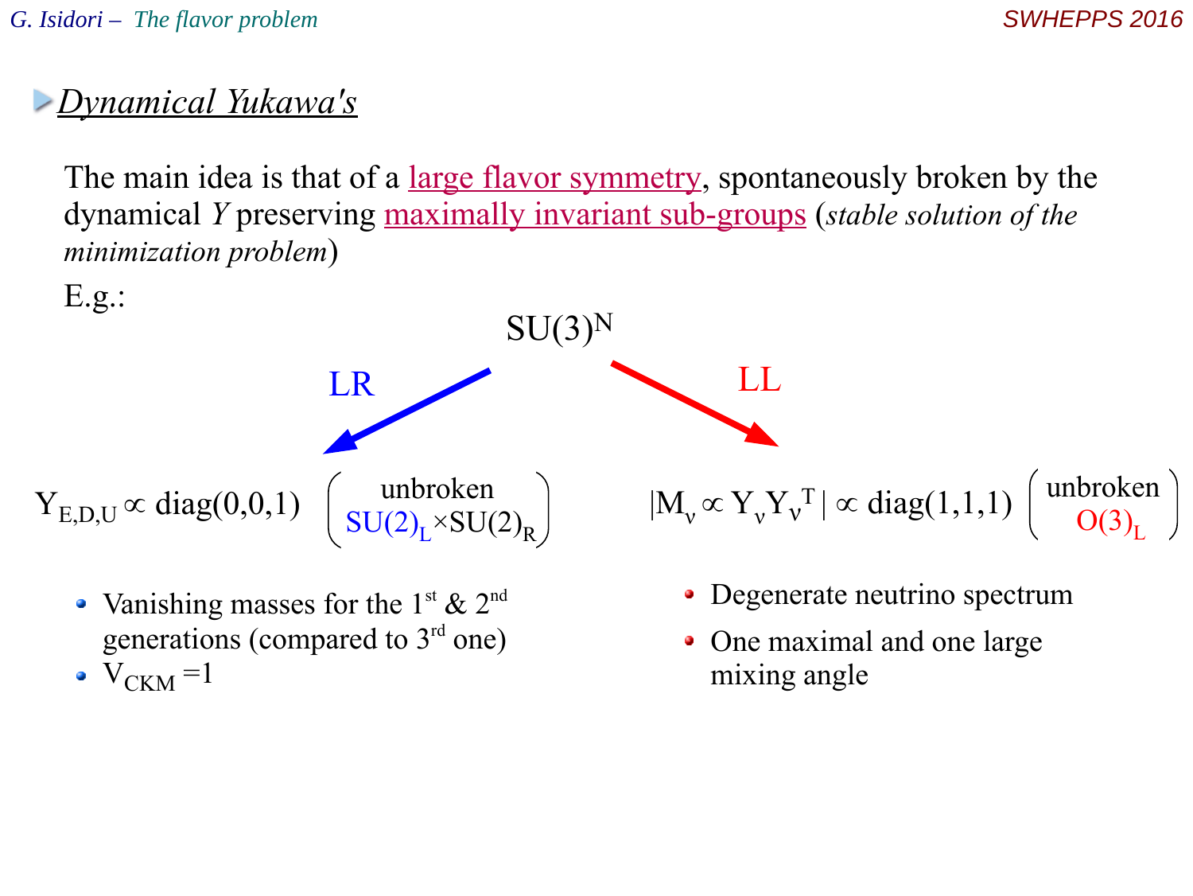## *Dynamical Yukawa's*

The main idea is that of a large flavor symmetry, spontaneously broken by the dynamical $Y$ preserving maximally invariant sub-groups (*stable solution of the minimization problem*)

E.g.:

$SU(3)^N$

**LR** →

$$Y_{E,D,U} \propto \text{diag}(0,0,1) \quad \begin{pmatrix} \text{unbroken} \\ SU(2)_L \times SU(2)_R \end{pmatrix}$$

- Vanishing masses for the 1st & 2nd generations (compared to 3rd one)
- $V_{CKM} = 1$

**LL** →

$$|M_\nu \propto Y_\nu Y_\nu^T| \propto \text{diag}(1,1,1) \quad \begin{pmatrix} \text{unbroken} \\ O(3)_L \end{pmatrix}$$

- Degenerate neutrino spectrum
- One maximal and one large mixing angle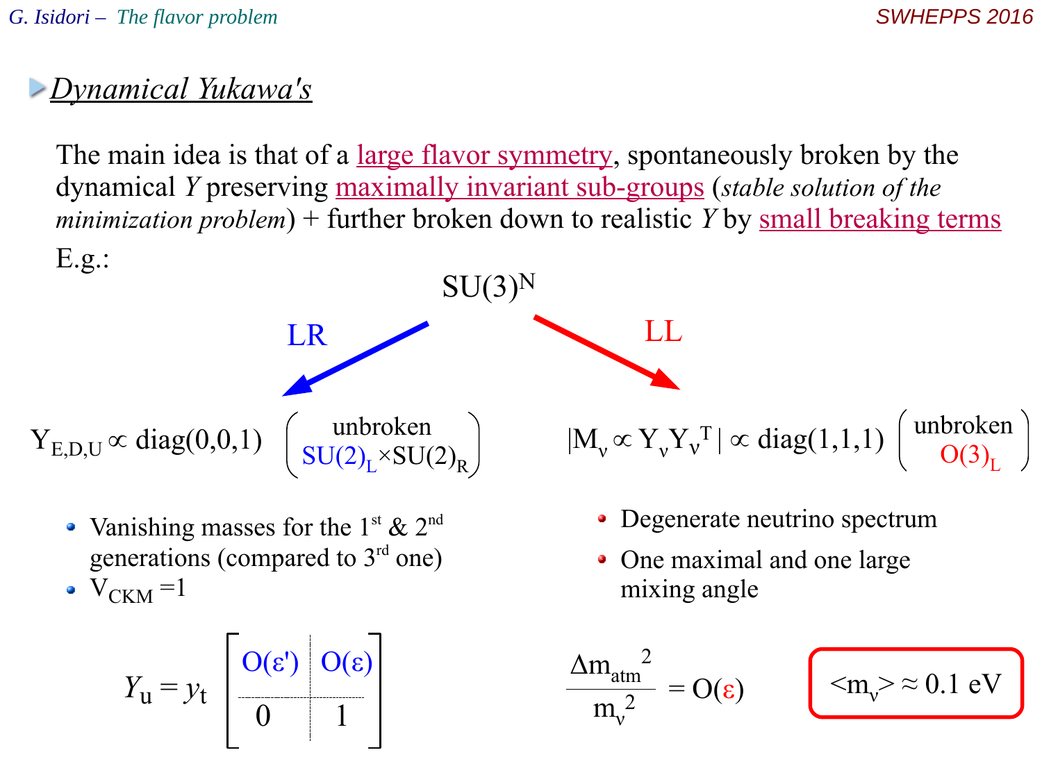## *Dynamical Yukawa's*

The main idea is that of a large flavor symmetry, spontaneously broken by the dynamical $Y$ preserving maximally invariant sub-groups (*stable solution of the minimization problem*) + further broken down to realistic $Y$ by small breaking terms

E.g.:

$$\mathrm{SU(3)^N}$$

**LR:**

$$Y_{E,D,U} \propto \mathrm{diag}(0,0,1) \quad \begin{pmatrix} \text{unbroken} \\ \mathrm{SU(2)_L \times SU(2)_R} \end{pmatrix}$$

- Vanishing masses for the 1st & 2nd generations (compared to 3rd one)
- $V_{CKM} = 1$

$$Y_u = y_t \left[ \begin{array}{c|c} O(\varepsilon') & O(\varepsilon) \\ \hline 0 & 1 \end{array} \right]$$

**LL:**

$$|M_\nu \propto Y_\nu Y_\nu^T| \propto \mathrm{diag}(1,1,1) \quad \begin{pmatrix} \text{unbroken} \\ \mathrm{O(3)_L} \end{pmatrix}$$

- Degenerate neutrino spectrum
- One maximal and one large mixing angle

$$\frac{\Delta m_{atm}^2}{m_\nu^2} = O(\varepsilon)$$

$$\langle m_\nu \rangle \approx 0.1 \text{ eV}$$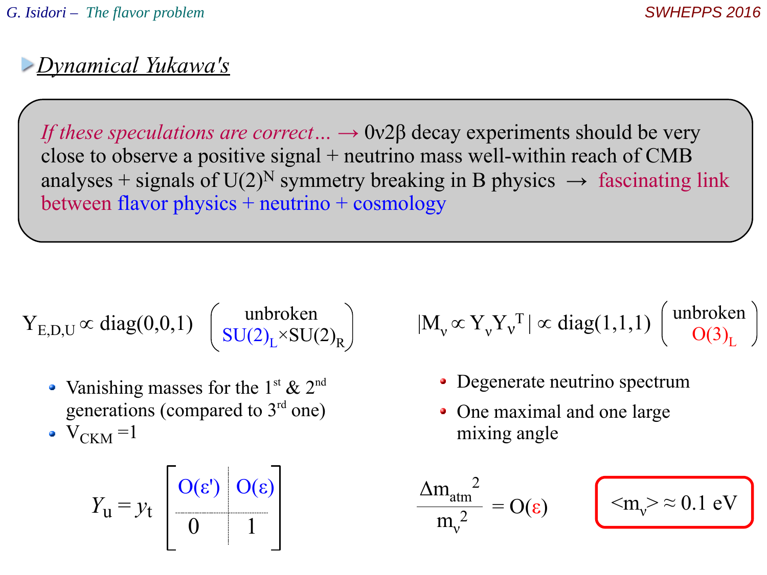## *Dynamical Yukawa's*

*If these speculations are correct…* → $0\nu2\beta$ decay experiments should be very close to observe a positive signal + neutrino mass well-within reach of CMB analyses + signals of $U(2)^N$ symmetry breaking in B physics → fascinating link between flavor physics + neutrino + cosmology

$$Y_{E,D,U} \propto \mathrm{diag}(0,0,1) \quad \begin{pmatrix} \text{unbroken} \\ SU(2)_L \times SU(2)_R \end{pmatrix}$$

- Vanishing masses for the 1st & 2nd generations (compared to 3rd one)
- $V_{CKM} = 1$

$$Y_u = y_t \left[ \begin{array}{c|c} O(\varepsilon') & O(\varepsilon) \\ \hline 0 & 1 \end{array} \right]$$

$$|M_\nu \propto Y_\nu Y_\nu^T| \propto \mathrm{diag}(1,1,1) \quad \begin{pmatrix} \text{unbroken} \\ O(3)_L \end{pmatrix}$$

- Degenerate neutrino spectrum
- One maximal and one large mixing angle

$$\frac{\Delta m_{atm}^2}{m_\nu^2} = O(\varepsilon)$$

$$\langle m_\nu \rangle \approx 0.1 \text{ eV}$$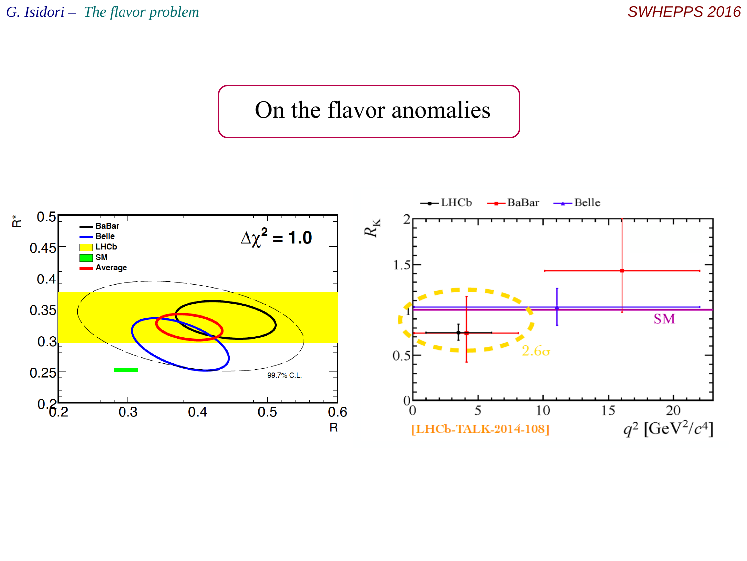# On the flavor anomalies

[LHCb-TALK-2014-108]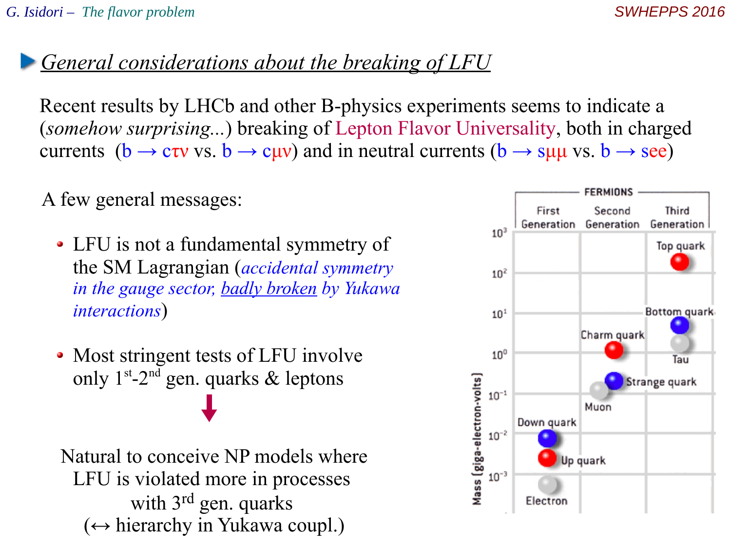## General considerations about the breaking of LFU

Recent results by LHCb and other B-physics experiments seems to indicate a (*somehow surprising...*) breaking of Lepton Flavor Universality, both in charged currents ($b \to c\tau\nu$ vs. $b \to c\mu\nu$) and in neutral currents ($b \to s\mu\mu$ vs. $b \to see$)

A few general messages:

- LFU is not a fundamental symmetry of the SM Lagrangian (*accidental symmetry in the gauge sector, badly broken by Yukawa interactions*)
- Most stringent tests of LFU involve only 1st-2nd gen. quarks & leptons

↓

Natural to conceive NP models where LFU is violated more in processes with 3rd gen. quarks
(↔ hierarchy in Yukawa coupl.)

FERMIONS

| Mass (giga-electron-volts) | First Generation | Second Generation | Third Generation |
|---|---|---|---|
| $10^3$ – $10^2$ | | | Top quark |
| $10^1$ – $10^0$ | | Charm quark | Bottom quark, Tau |
| $10^0$ – $10^{-1}$ | | Strange quark, Muon | |
| $10^{-2}$ – $10^{-3}$ | Down quark, Up quark | | |
| below $10^{-3}$ | Electron | | |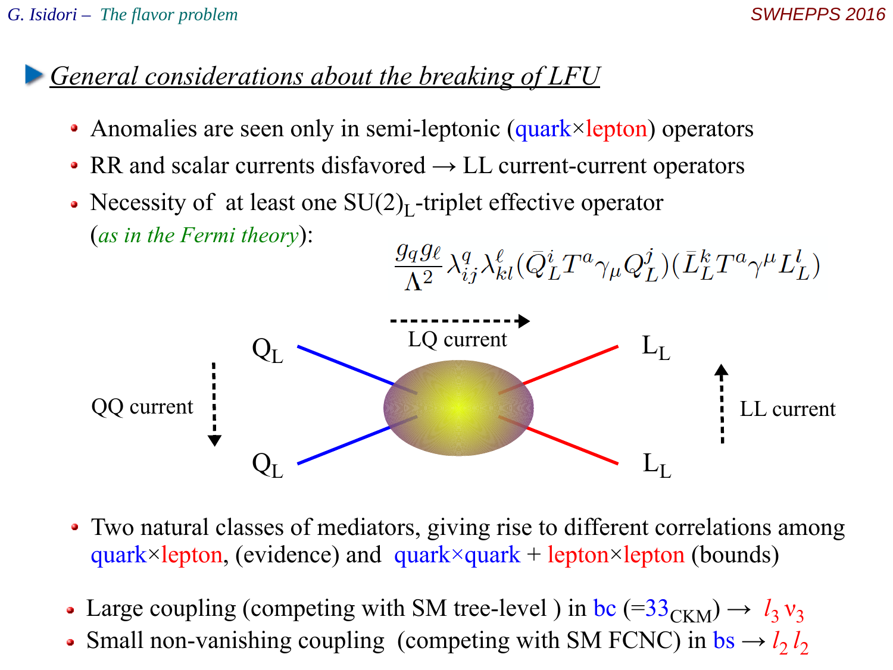## *General considerations about the breaking of LFU*

- Anomalies are seen only in semi-leptonic (quark×lepton) operators
- RR and scalar currents disfavored → LL current-current operators
- Necessity of at least one $SU(2)_L$-triplet effective operator (*as in the Fermi theory*):

$$\frac{g_q g_\ell}{\Lambda^2} \lambda^q_{ij} \lambda^\ell_{kl} (\bar{Q}^i_L T^a \gamma_\mu Q^j_L)(\bar{L}^k_L T^a \gamma^\mu L^l_L)$$

LQ current

QQ current

LL current

$Q_L$ $Q_L$ $L_L$ $L_L$

- Two natural classes of mediators, giving rise to different correlations among quark×lepton, (evidence) and quark×quark + lepton×lepton (bounds)

- Large coupling (competing with SM tree-level ) in bc ($=33_{\rm CKM}$) → $l_3\, \nu_3$
- Small non-vanishing coupling (competing with SM FCNC) in bs → $l_2\, l_2$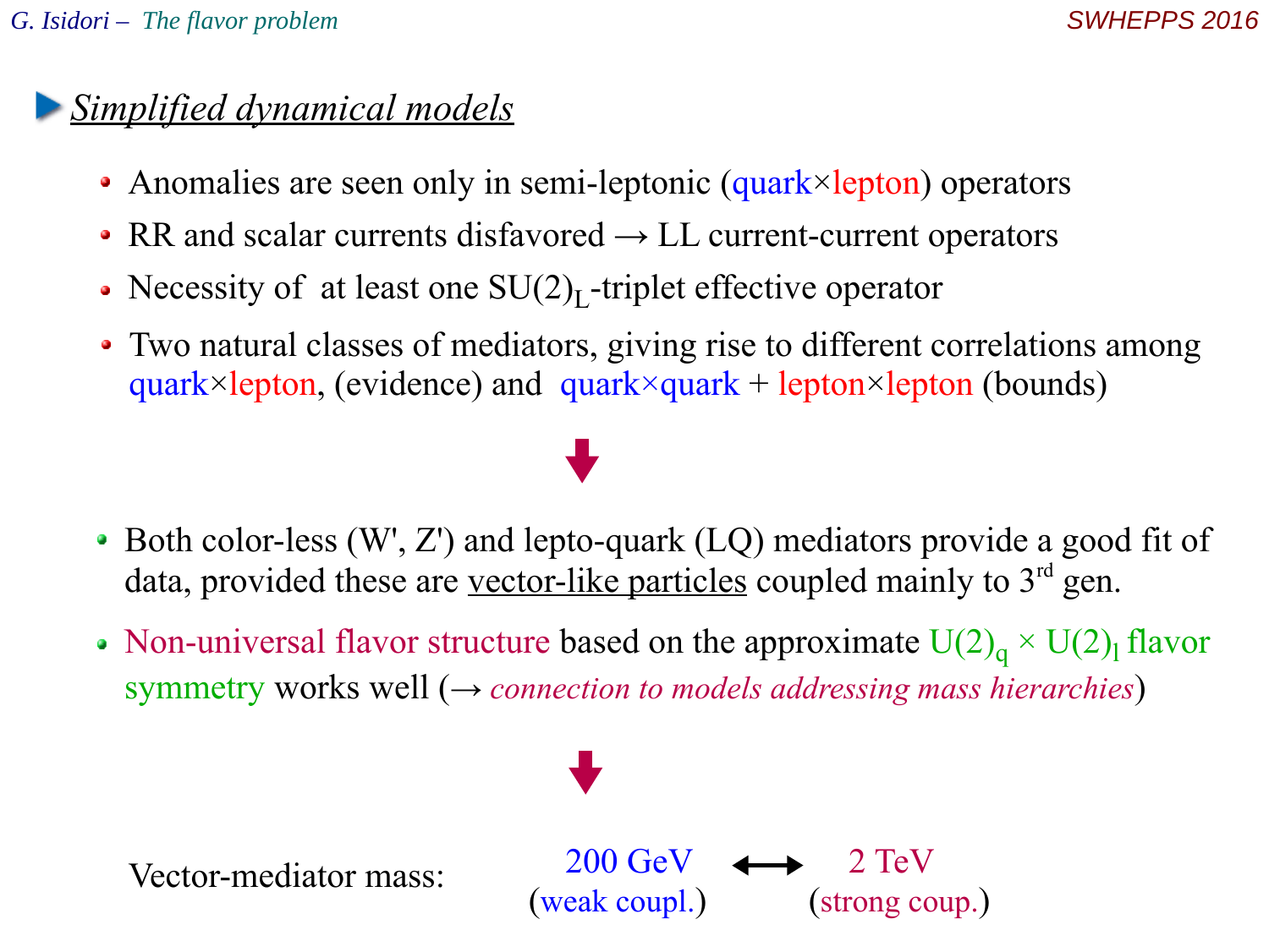## Simplified dynamical models

- Anomalies are seen only in semi-leptonic (quark×lepton) operators
- RR and scalar currents disfavored → LL current-current operators
- Necessity of at least one $SU(2)_L$-triplet effective operator
- Two natural classes of mediators, giving rise to different correlations among quark×lepton, (evidence) and quark×quark + lepton×lepton (bounds)

↓

- Both color-less (W', Z') and lepto-quark (LQ) mediators provide a good fit of data, provided these are vector-like particles coupled mainly to 3rd gen.
- Non-universal flavor structure based on the approximate $U(2)_q \times U(2)_l$ flavor symmetry works well (→ *connection to models addressing mass hierarchies*)

↓

Vector-mediator mass: 200 GeV (weak coupl.) ⟷ 2 TeV (strong coup.)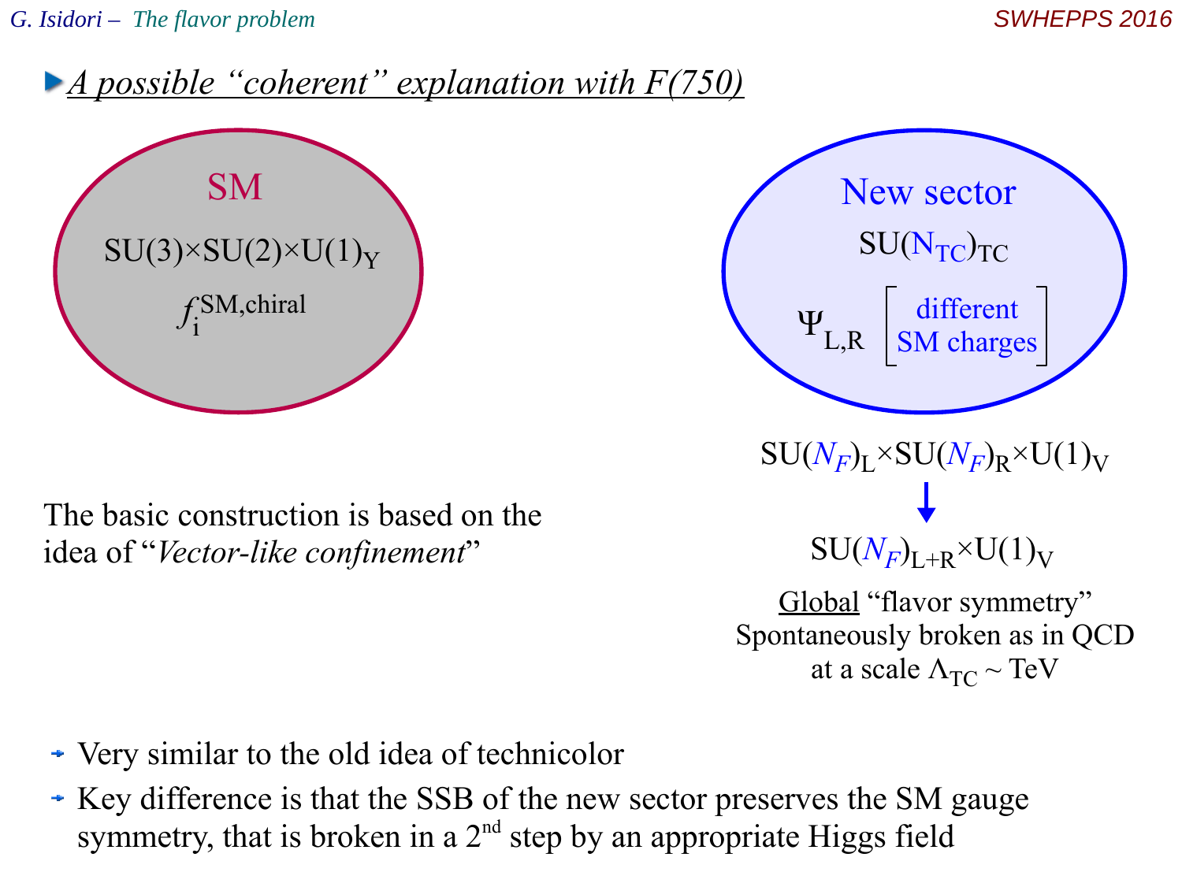## A possible "coherent" explanation with F(750)

**SM**

$SU(3)\times SU(2)\times U(1)_Y$

$f_i^{SM,chiral}$

**New sector**

$SU(N_{TC})_{TC}$

$\Psi_{L,R}$ [different SM charges]

$SU(N_F)_L\times SU(N_F)_R\times U(1)_V$

↓

$SU(N_F)_{L+R}\times U(1)_V$

Global "flavor symmetry"
Spontaneously broken as in QCD at a scale $\Lambda_{TC}\sim$ TeV

The basic construction is based on the idea of "*Vector-like confinement*"

- Very similar to the old idea of technicolor
- Key difference is that the SSB of the new sector preserves the SM gauge symmetry, that is broken in a 2nd step by an appropriate Higgs field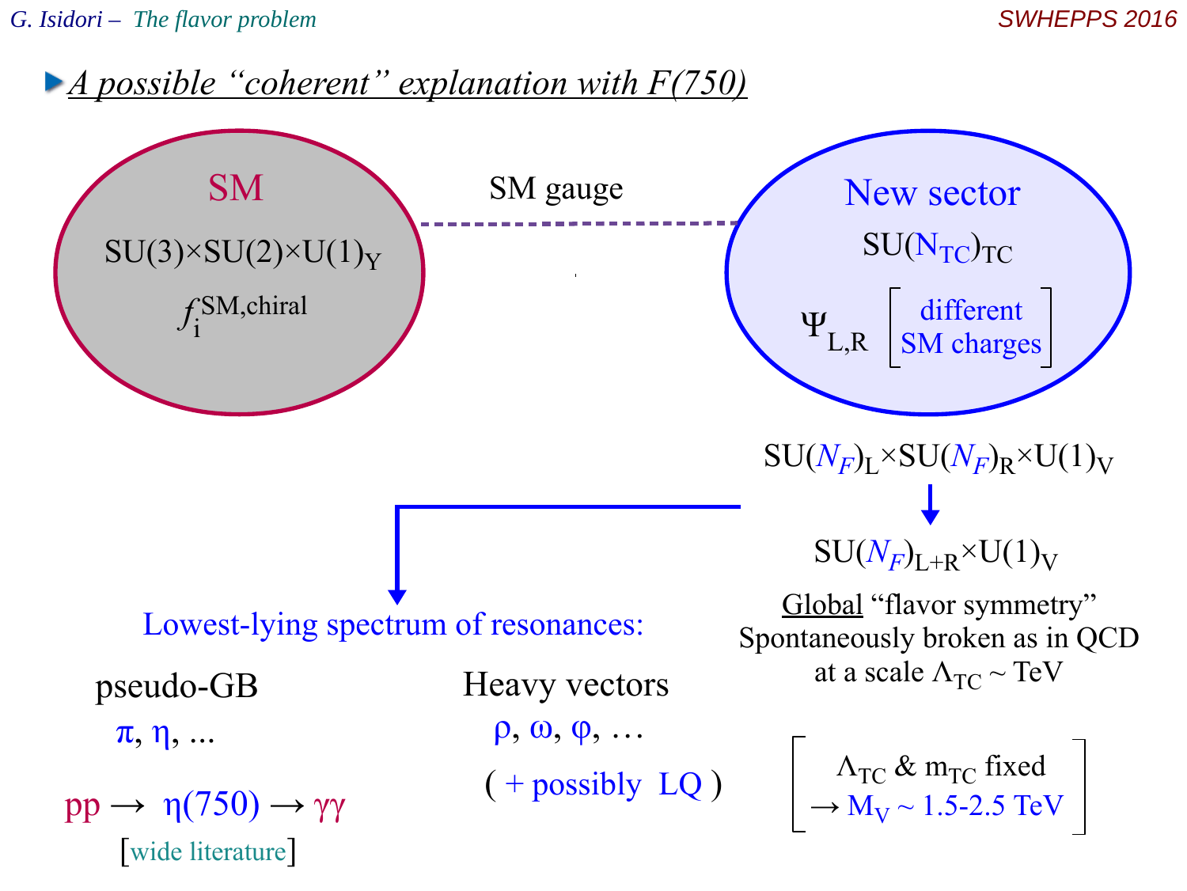## A possible "coherent" explanation with F(750)

**SM**

$SU(3)\times SU(2)\times U(1)_Y$

$f_i^{\text{SM,chiral}}$

SM gauge

**New sector**

$SU(N_{TC})_{TC}$

$\Psi_{L,R}$ [different SM charges]

$SU(N_F)_L\times SU(N_F)_R\times U(1)_V$

↓

$SU(N_F)_{L+R}\times U(1)_V$

Global "flavor symmetry"
Spontaneously broken as in QCD at a scale $\Lambda_{TC} \sim$ TeV

[ $\Lambda_{TC}$ & $m_{TC}$ fixed → $M_V \sim$ 1.5-2.5 TeV ]

Lowest-lying spectrum of resonances:

- pseudo-GB
  - $\pi$, $\eta$, ...
  - $pp \to \eta(750) \to \gamma\gamma$
  - [wide literature]

- Heavy vectors
  - $\rho$, $\omega$, $\varphi$, ...
  - ( + possibly LQ )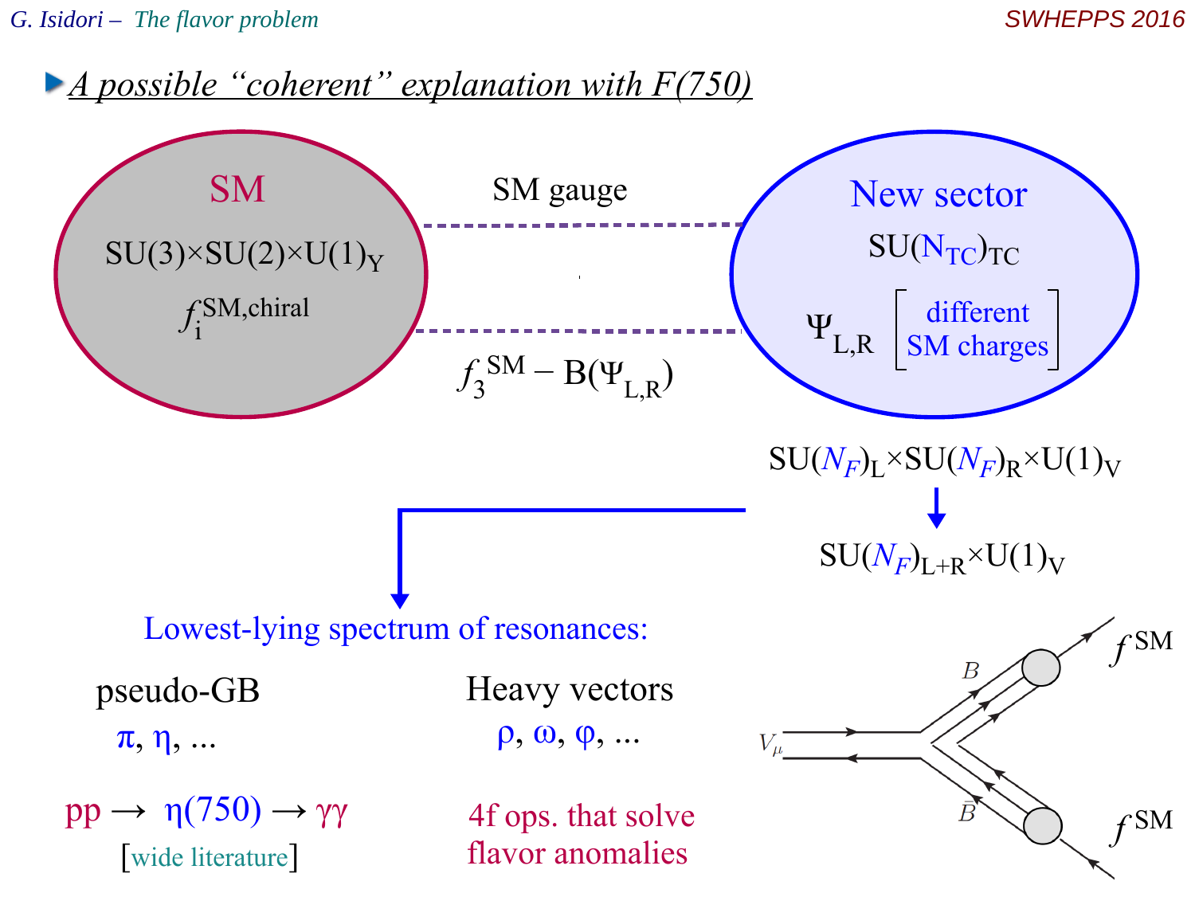## A possible "coherent" explanation with F(750)

**SM**

$SU(3) \times SU(2) \times U(1)_Y$

$f_i^{SM,chiral}$

SM gauge

$f_3^{SM} - B(\Psi_{L,R})$

**New sector**

$SU(N_{TC})_{TC}$

$\Psi_{L,R}$ [different SM charges]

$SU(N_F)_L \times SU(N_F)_R \times U(1)_V$

↓

$SU(N_F)_{L+R} \times U(1)_V$

Lowest-lying spectrum of resonances:

**pseudo-GB**

$\pi$, $\eta$, ...

$pp \to \eta(750) \to \gamma\gamma$

[wide literature]

**Heavy vectors**

$\rho$, $\omega$, $\varphi$, ...

4f ops. that solve flavor anomalies

$V_\mu$, $B$, $\bar{B}$, $f^{SM}$, $f^{SM}$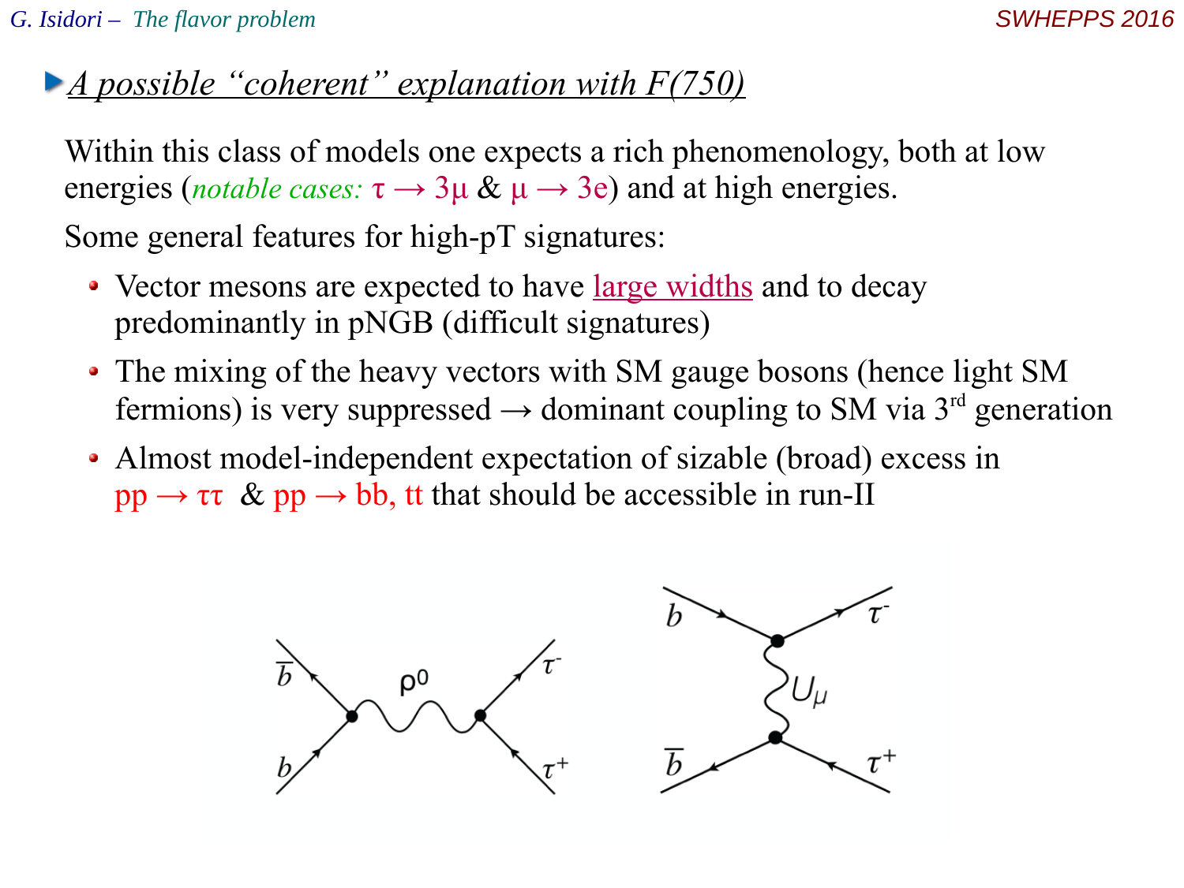## A possible "coherent" explanation with F(750)

Within this class of models one expects a rich phenomenology, both at low energies (*notable cases:* $\tau \to 3\mu$ & $\mu \to 3e$) and at high energies.

Some general features for high-pT signatures:

- Vector mesons are expected to have large widths and to decay predominantly in pNGB (difficult signatures)
- The mixing of the heavy vectors with SM gauge bosons (hence light SM fermions) is very suppressed → dominant coupling to SM via 3[rd] generation
- Almost model-independent expectation of sizable (broad) excess in $pp \to \tau\tau$ & $pp \to bb$, $tt$ that should be accessible in run-II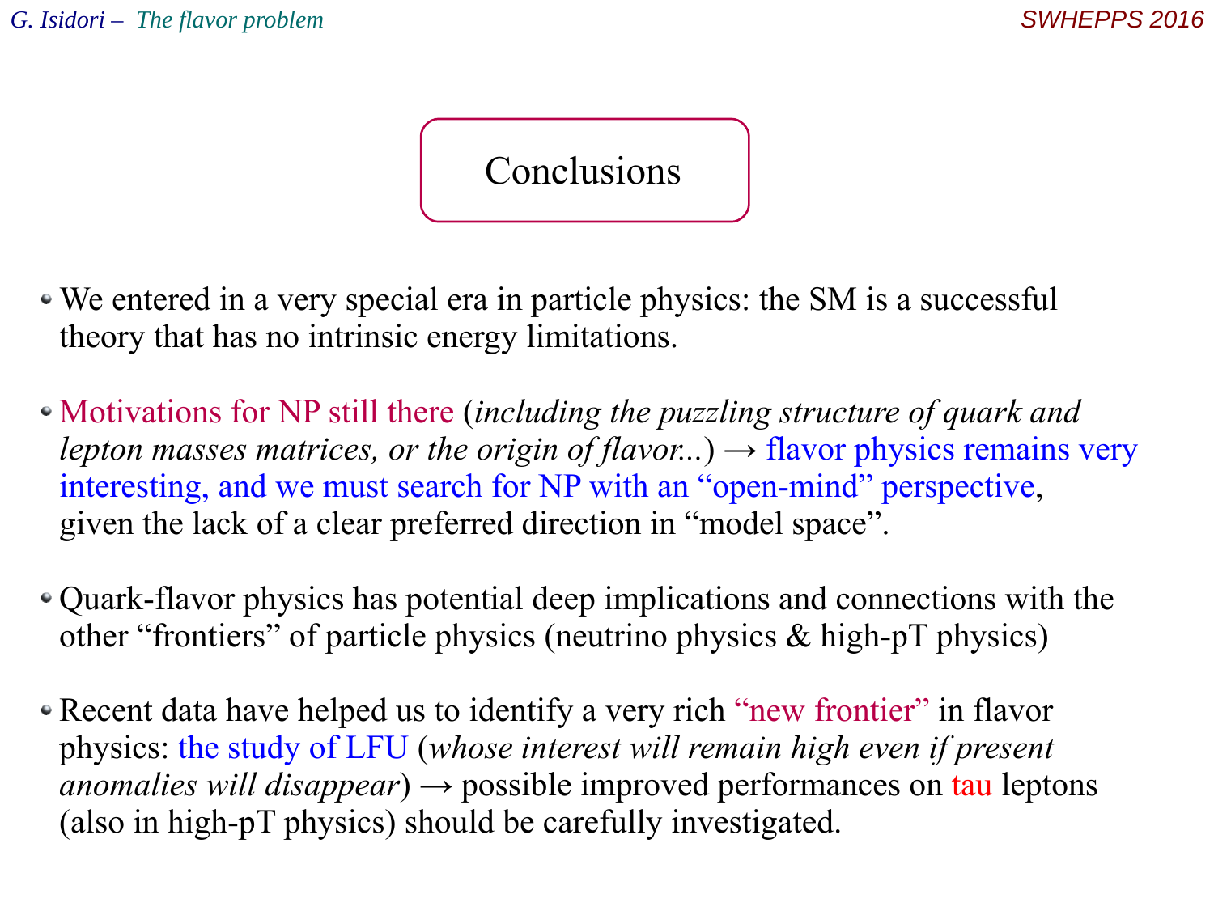# Conclusions

- We entered in a very special era in particle physics: the SM is a successful theory that has no intrinsic energy limitations.

- Motivations for NP still there (*including the puzzling structure of quark and lepton masses matrices, or the origin of flavor...*) → flavor physics remains very interesting, and we must search for NP with an "open-mind" perspective, given the lack of a clear preferred direction in "model space".

- Quark-flavor physics has potential deep implications and connections with the other "frontiers" of particle physics (neutrino physics & high-pT physics)

- Recent data have helped us to identify a very rich "new frontier" in flavor physics: the study of LFU (*whose interest will remain high even if present anomalies will disappear*) → possible improved performances on tau leptons (also in high-pT physics) should be carefully investigated.